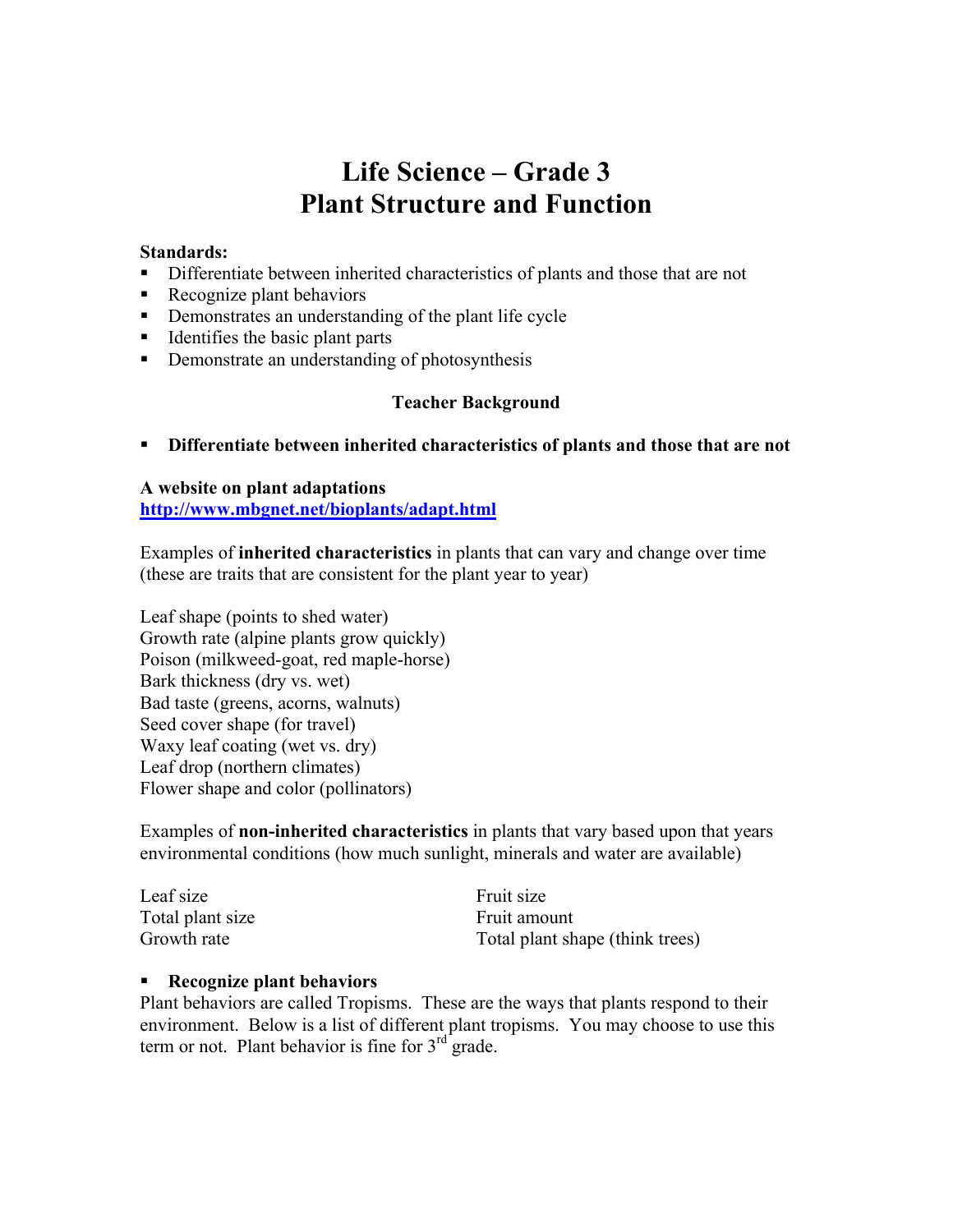# Life Science – Grade 3
# Plant Structure and Function

**Standards:**

- Differentiate between inherited characteristics of plants and those that are not
- Recognize plant behaviors
- Demonstrates an understanding of the plant life cycle
- Identifies the basic plant parts
- Demonstrate an understanding of photosynthesis

**Teacher Background**

- **Differentiate between inherited characteristics of plants and those that are not**

**A website on plant adaptations**
http://www.mbgnet.net/bioplants/adapt.html

Examples of **inherited characteristics** in plants that can vary and change over time (these are traits that are consistent for the plant year to year)

Leaf shape (points to shed water)
Growth rate (alpine plants grow quickly)
Poison (milkweed-goat, red maple-horse)
Bark thickness (dry vs. wet)
Bad taste (greens, acorns, walnuts)
Seed cover shape (for travel)
Waxy leaf coating (wet vs. dry)
Leaf drop (northern climates)
Flower shape and color (pollinators)

Examples of **non-inherited characteristics** in plants that vary based upon that years environmental conditions (how much sunlight, minerals and water are available)

Leaf size
Total plant size
Growth rate
Fruit size
Fruit amount
Total plant shape (think trees)

- **Recognize plant behaviors**

Plant behaviors are called Tropisms. These are the ways that plants respond to their environment. Below is a list of different plant tropisms. You may choose to use this term or not. Plant behavior is fine for 3rd grade.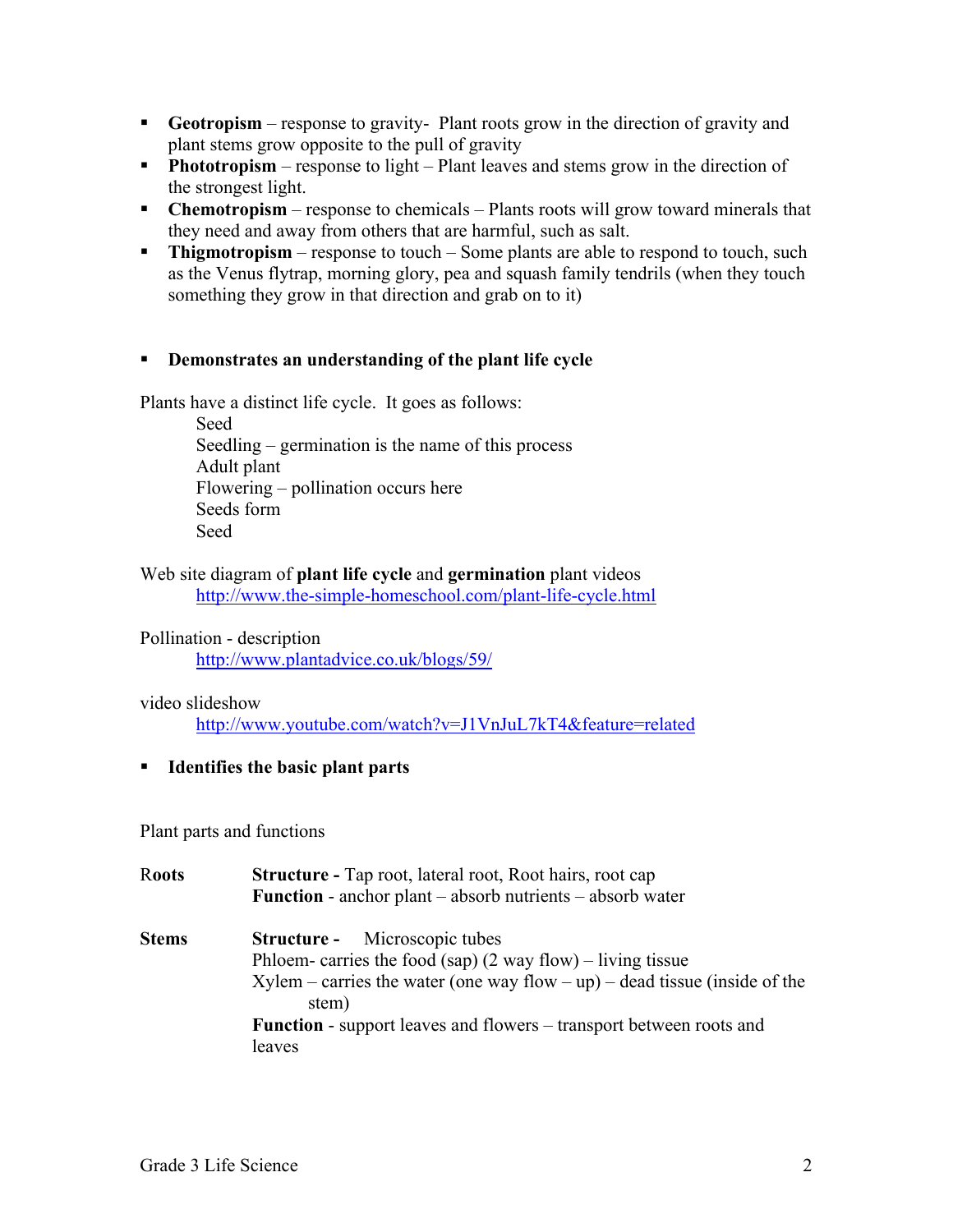- **Geotropism** – response to gravity- Plant roots grow in the direction of gravity and plant stems grow opposite to the pull of gravity
- **Phototropism** – response to light – Plant leaves and stems grow in the direction of the strongest light.
- **Chemotropism** – response to chemicals – Plants roots will grow toward minerals that they need and away from others that are harmful, such as salt.
- **Thigmotropism** – response to touch – Some plants are able to respond to touch, such as the Venus flytrap, morning glory, pea and squash family tendrils (when they touch something they grow in that direction and grab on to it)

- **Demonstrates an understanding of the plant life cycle**

Plants have a distinct life cycle. It goes as follows:

Seed
Seedling – germination is the name of this process
Adult plant
Flowering – pollination occurs here
Seeds form
Seed

Web site diagram of **plant life cycle** and **germination** plant videos
http://www.the-simple-homeschool.com/plant-life-cycle.html

Pollination - description
http://www.plantadvice.co.uk/blogs/59/

video slideshow
http://www.youtube.com/watch?v=J1VnJuL7kT4&feature=related

- **Identifies the basic plant parts**

Plant parts and functions

**Roots**

**Structure -** Tap root, lateral root, Root hairs, root cap
**Function** - anchor plant – absorb nutrients – absorb water

**Stems**

**Structure -** Microscopic tubes
Phloem- carries the food (sap) (2 way flow) – living tissue
Xylem – carries the water (one way flow – up) – dead tissue (inside of the stem)
**Function** - support leaves and flowers – transport between roots and leaves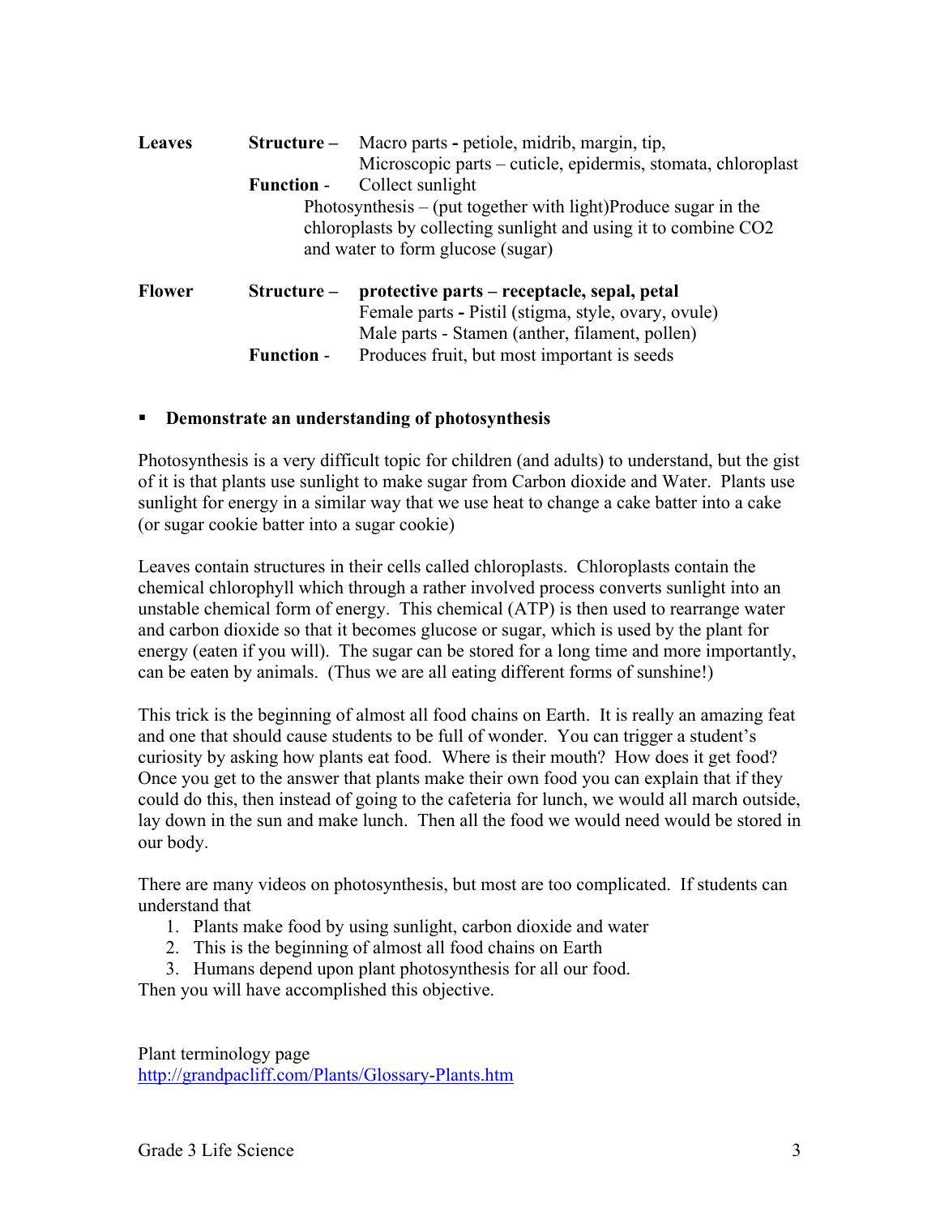| | | |
|---|---|---|
| **Leaves** | **Structure –** | Macro parts **-** petiole, midrib, margin, tip,<br>Microscopic parts – cuticle, epidermis, stomata, chloroplast |
| | **Function** - | Collect sunlight<br>Photosynthesis – (put together with light)Produce sugar in the chloroplasts by collecting sunlight and using it to combine $CO_2$ and water to form glucose (sugar) |
| **Flower** | **Structure –** | **protective parts – receptacle, sepal, petal**<br>Female parts **-** Pistil (stigma, style, ovary, ovule)<br>Male parts - Stamen (anther, filament, pollen) |
| | **Function** - | Produces fruit, but most important is seeds |

- **Demonstrate an understanding of photosynthesis**

Photosynthesis is a very difficult topic for children (and adults) to understand, but the gist of it is that plants use sunlight to make sugar from Carbon dioxide and Water. Plants use sunlight for energy in a similar way that we use heat to change a cake batter into a cake (or sugar cookie batter into a sugar cookie)

Leaves contain structures in their cells called chloroplasts. Chloroplasts contain the chemical chlorophyll which through a rather involved process converts sunlight into an unstable chemical form of energy. This chemical (ATP) is then used to rearrange water and carbon dioxide so that it becomes glucose or sugar, which is used by the plant for energy (eaten if you will). The sugar can be stored for a long time and more importantly, can be eaten by animals. (Thus we are all eating different forms of sunshine!)

This trick is the beginning of almost all food chains on Earth. It is really an amazing feat and one that should cause students to be full of wonder. You can trigger a student's curiosity by asking how plants eat food. Where is their mouth? How does it get food? Once you get to the answer that plants make their own food you can explain that if they could do this, then instead of going to the cafeteria for lunch, we would all march outside, lay down in the sun and make lunch. Then all the food we would need would be stored in our body.

There are many videos on photosynthesis, but most are too complicated. If students can understand that

1. Plants make food by using sunlight, carbon dioxide and water
2. This is the beginning of almost all food chains on Earth
3. Humans depend upon plant photosynthesis for all our food.

Then you will have accomplished this objective.

Plant terminology page
http://grandpacliff.com/Plants/Glossary-Plants.htm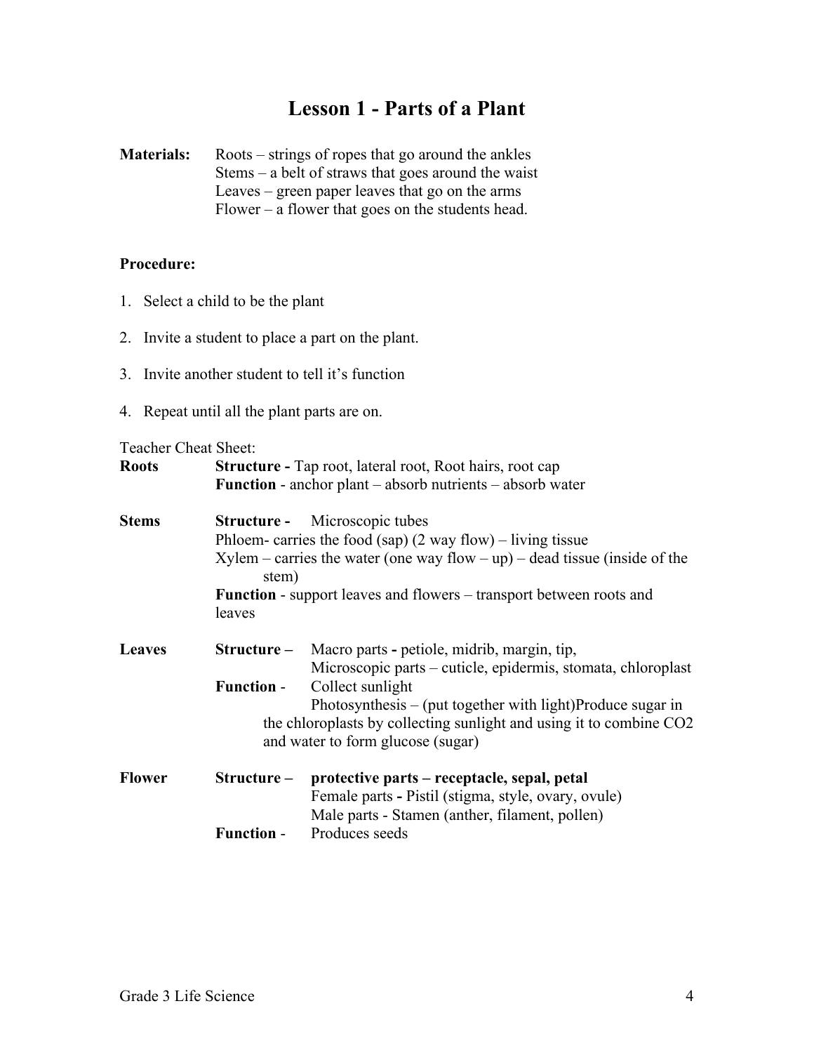# Lesson 1 - Parts of a Plant

**Materials:**

Roots – strings of ropes that go around the ankles
Stems – a belt of straws that goes around the waist
Leaves – green paper leaves that go on the arms
Flower – a flower that goes on the students head.

**Procedure:**

1. Select a child to be the plant
2. Invite a student to place a part on the plant.
3. Invite another student to tell it's function
4. Repeat until all the plant parts are on.

Teacher Cheat Sheet:

**Roots**

**Structure -** Tap root, lateral root, Root hairs, root cap
**Function** - anchor plant – absorb nutrients – absorb water

**Stems**

**Structure -** Microscopic tubes
Phloem- carries the food (sap) (2 way flow) – living tissue
Xylem – carries the water (one way flow – up) – dead tissue (inside of the stem)
**Function** - support leaves and flowers – transport between roots and leaves

**Leaves**

**Structure –** Macro parts **-** petiole, midrib, margin, tip,
Microscopic parts – cuticle, epidermis, stomata, chloroplast
**Function** - Collect sunlight
Photosynthesis – (put together with light)Produce sugar in the chloroplasts by collecting sunlight and using it to combine CO2 and water to form glucose (sugar)

**Flower**

**Structure –** **protective parts – receptacle, sepal, petal**
Female parts **-** Pistil (stigma, style, ovary, ovule)
Male parts - Stamen (anther, filament, pollen)
**Function** - Produces seeds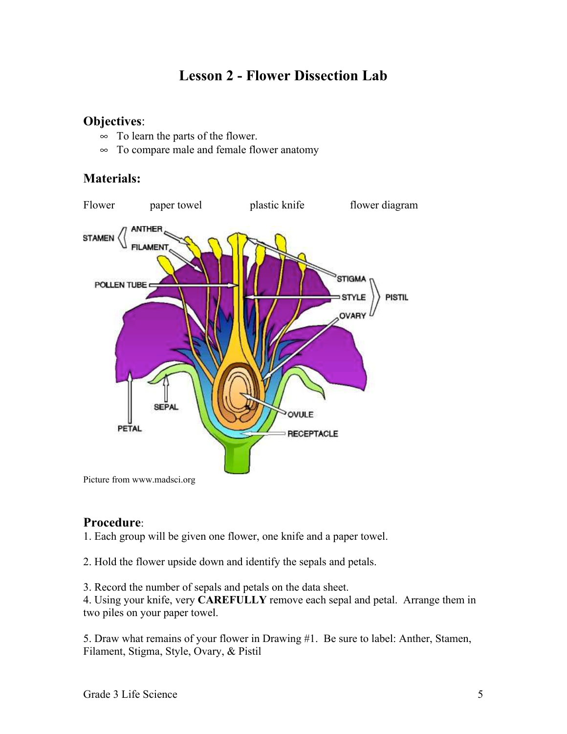# Lesson 2 - Flower Dissection Lab

## Objectives:

- To learn the parts of the flower.
- To compare male and female flower anatomy

## Materials:

Flower paper towel plastic knife flower diagram

Picture from www.madsci.org

## Procedure:

1. Each group will be given one flower, one knife and a paper towel.

2. Hold the flower upside down and identify the sepals and petals.

3. Record the number of sepals and petals on the data sheet.

4. Using your knife, very **CAREFULLY** remove each sepal and petal. Arrange them in two piles on your paper towel.

5. Draw what remains of your flower in Drawing #1. Be sure to label: Anther, Stamen, Filament, Stigma, Style, Ovary, & Pistil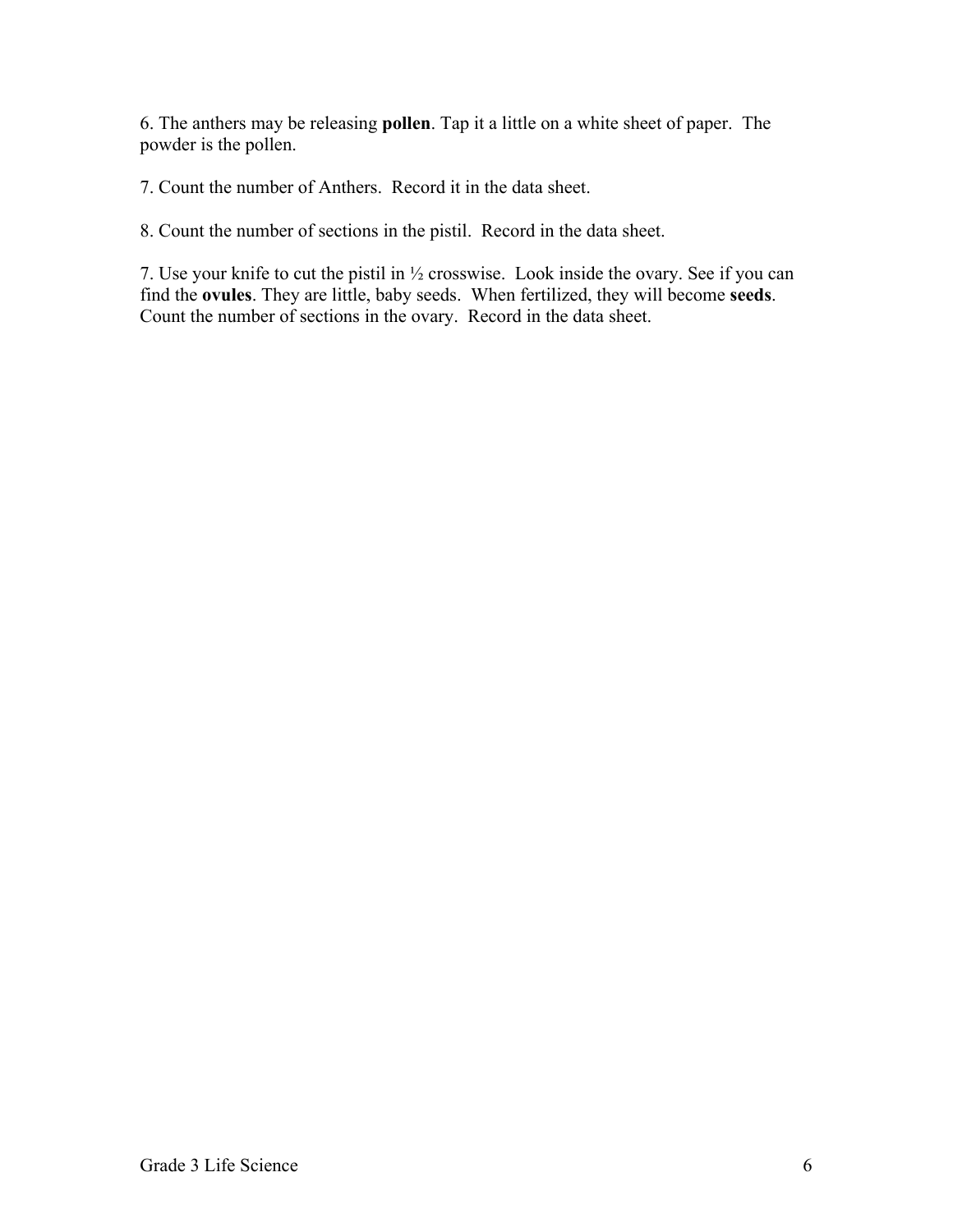6. The anthers may be releasing **pollen**. Tap it a little on a white sheet of paper. The powder is the pollen.

7. Count the number of Anthers. Record it in the data sheet.

8. Count the number of sections in the pistil. Record in the data sheet.

7. Use your knife to cut the pistil in ½ crosswise. Look inside the ovary. See if you can find the **ovules**. They are little, baby seeds. When fertilized, they will become **seeds**. Count the number of sections in the ovary. Record in the data sheet.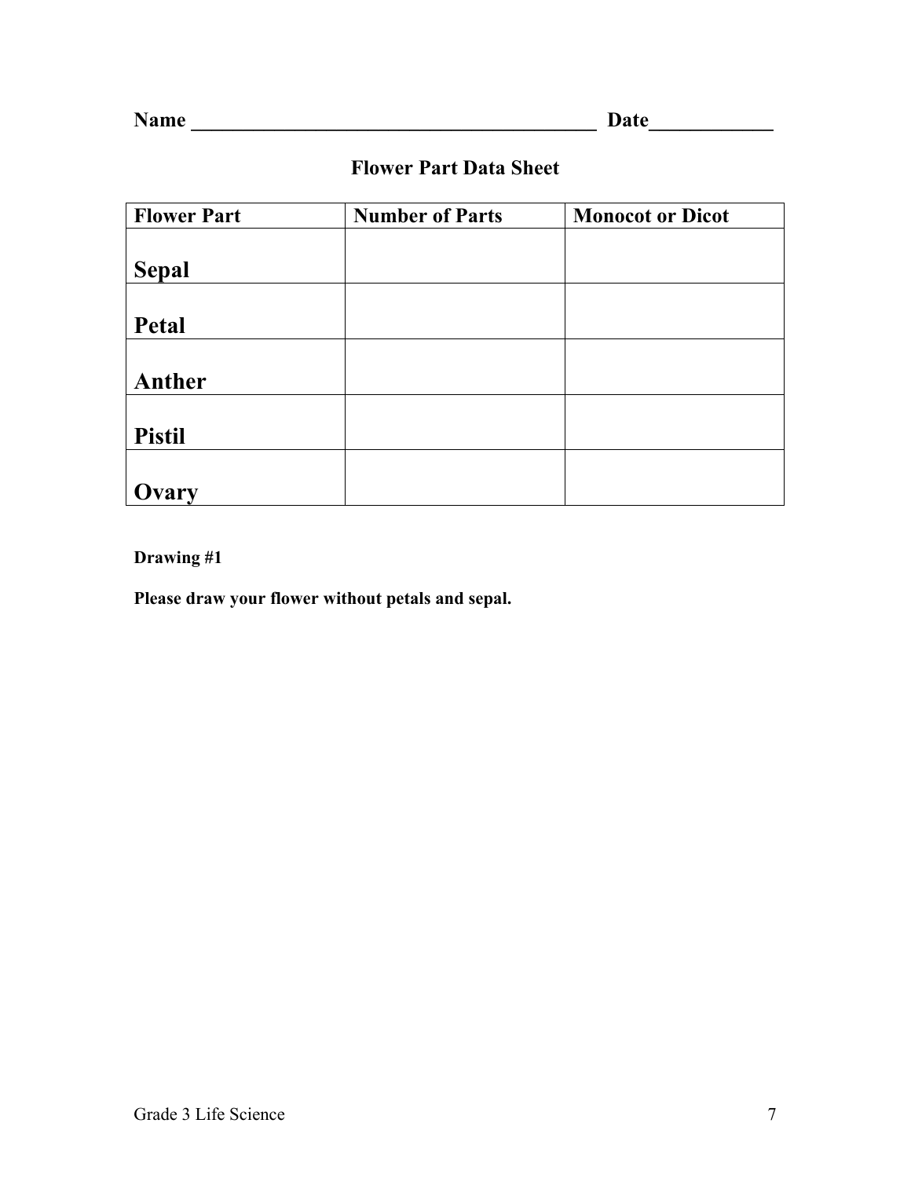**Name \_\_\_\_\_\_\_\_\_\_\_\_\_\_\_\_\_\_\_\_\_\_\_\_\_\_\_\_\_\_\_\_\_\_\_\_\_\_\_\_ Date\_\_\_\_\_\_\_\_\_\_\_\_**

## Flower Part Data Sheet

| Flower Part | Number of Parts | Monocot or Dicot |
|---|---|---|
| **Sepal** | | |
| **Petal** | | |
| **Anther** | | |
| **Pistil** | | |
| **Ovary** | | |

**Drawing #1**

**Please draw your flower without petals and sepal.**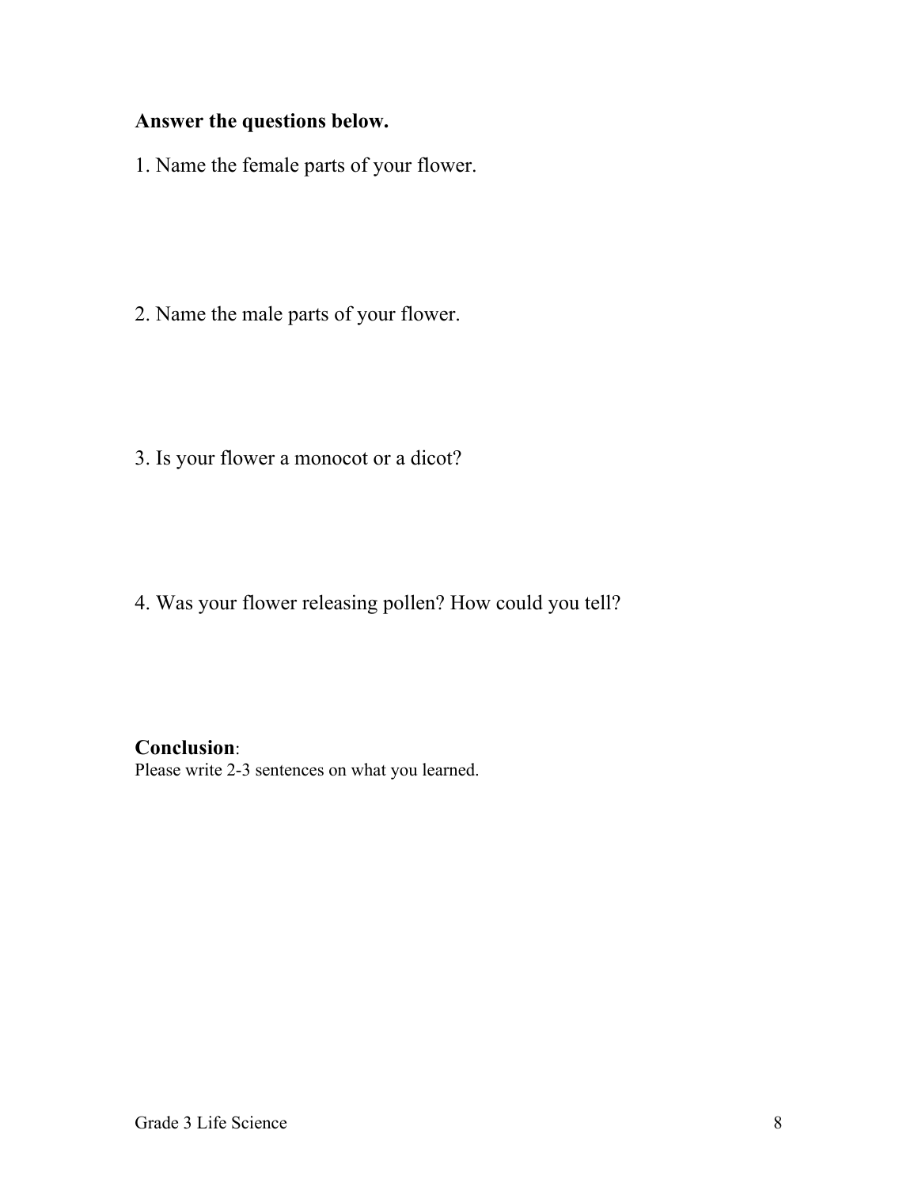**Answer the questions below.**

1. Name the female parts of your flower.

2. Name the male parts of your flower.

3. Is your flower a monocot or a dicot?

4. Was your flower releasing pollen? How could you tell?

**Conclusion**:

Please write 2-3 sentences on what you learned.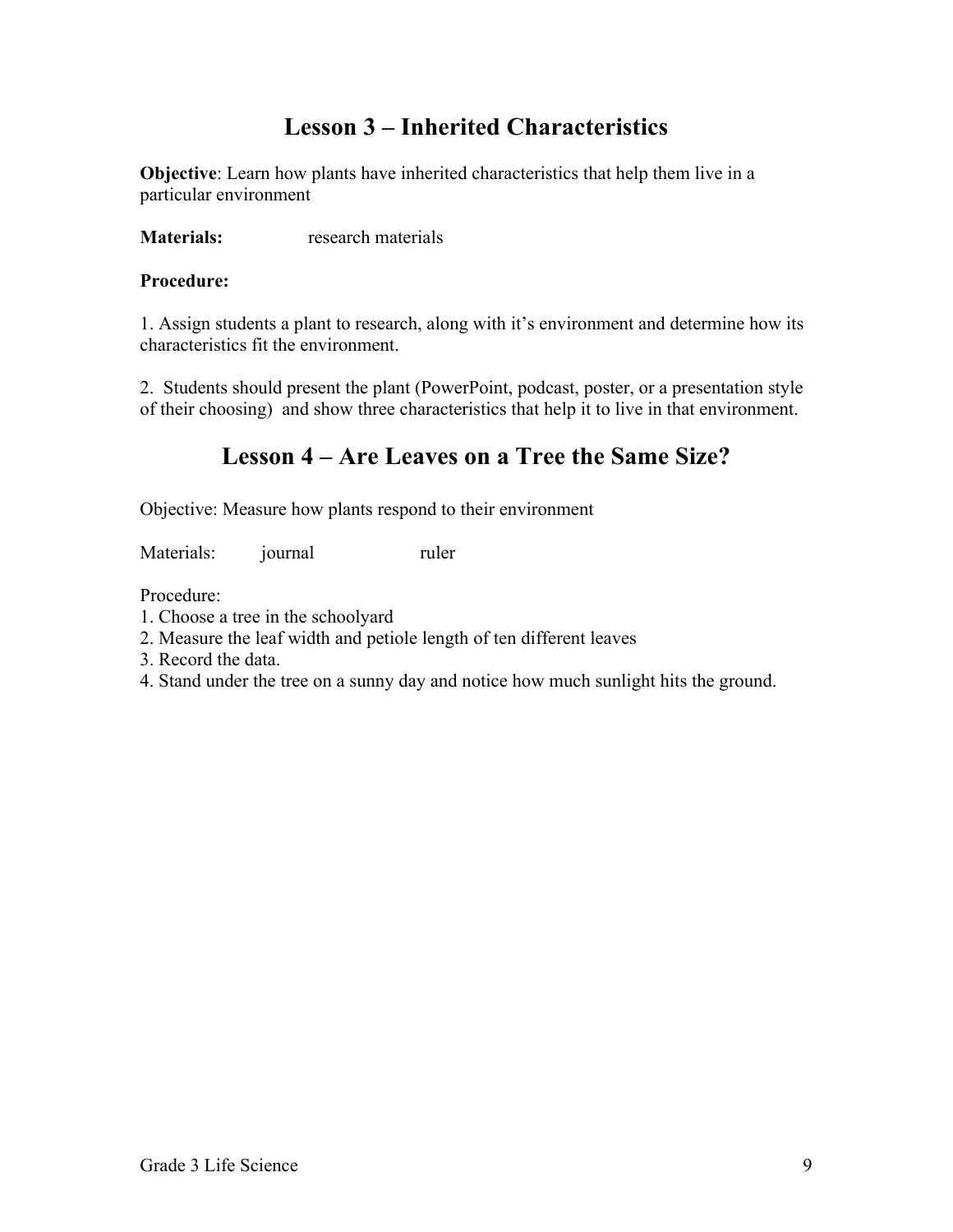## Lesson 3 – Inherited Characteristics

**Objective**: Learn how plants have inherited characteristics that help them live in a particular environment

**Materials:** research materials

**Procedure:**

1. Assign students a plant to research, along with it's environment and determine how its characteristics fit the environment.

2. Students should present the plant (PowerPoint, podcast, poster, or a presentation style of their choosing) and show three characteristics that help it to live in that environment.

## Lesson 4 – Are Leaves on a Tree the Same Size?

Objective: Measure how plants respond to their environment

Materials: journal ruler

Procedure:
1. Choose a tree in the schoolyard
2. Measure the leaf width and petiole length of ten different leaves
3. Record the data.
4. Stand under the tree on a sunny day and notice how much sunlight hits the ground.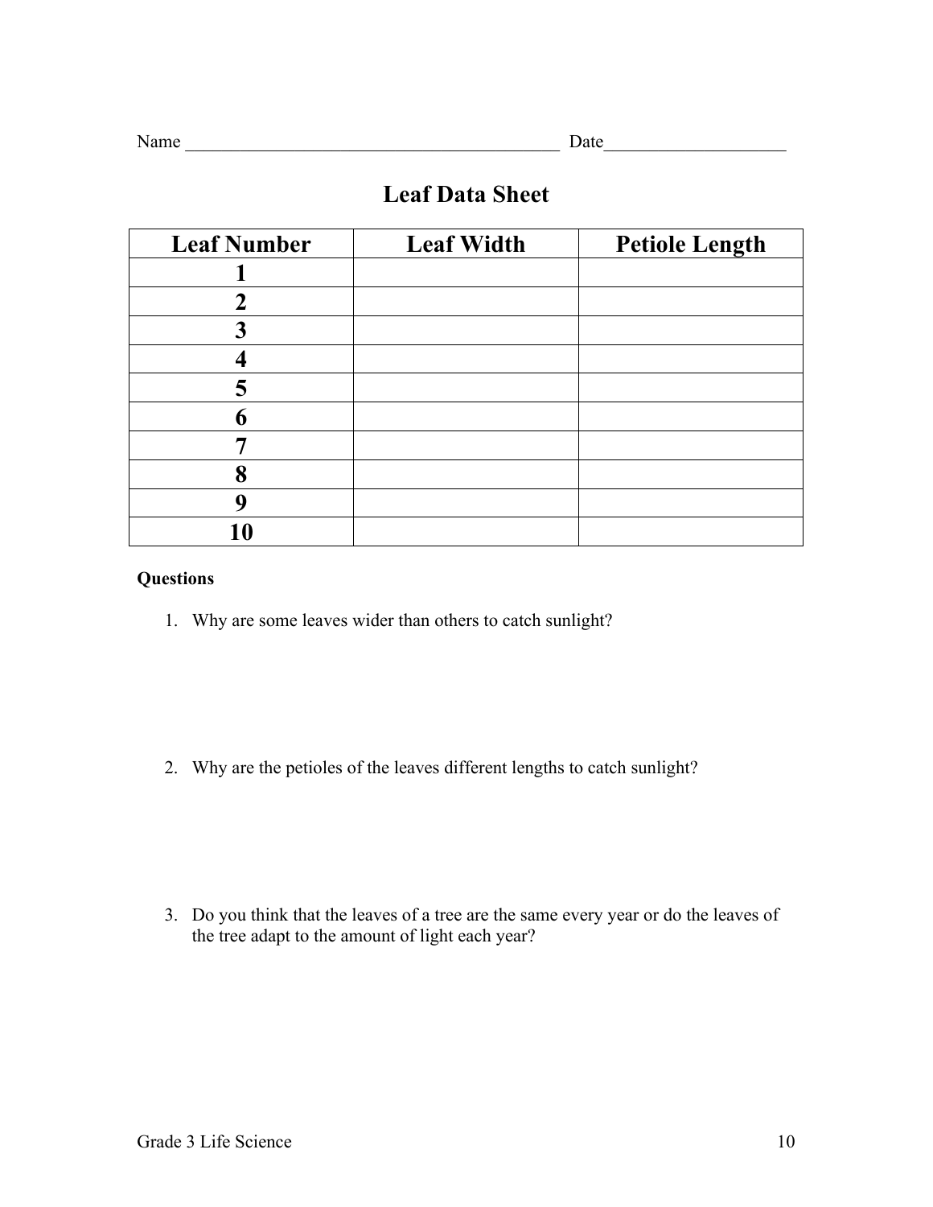Name __________________________________________ Date____________________

# Leaf Data Sheet

| Leaf Number | Leaf Width | Petiole Length |
| --- | --- | --- |
| **1** | | |
| **2** | | |
| **3** | | |
| **4** | | |
| **5** | | |
| **6** | | |
| **7** | | |
| **8** | | |
| **9** | | |
| **10** | | |

**Questions**

1. Why are some leaves wider than others to catch sunlight?

2. Why are the petioles of the leaves different lengths to catch sunlight?

3. Do you think that the leaves of a tree are the same every year or do the leaves of the tree adapt to the amount of light each year?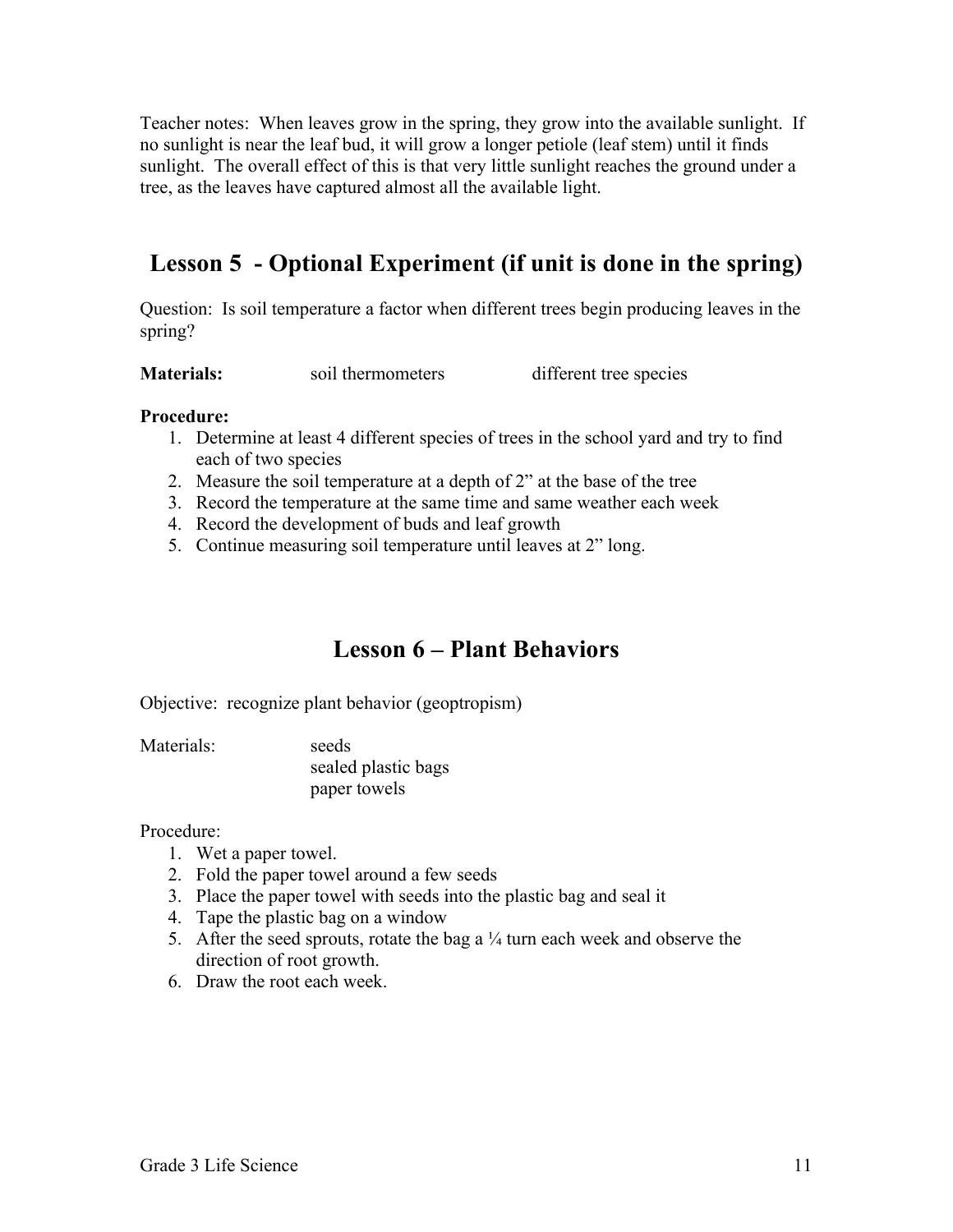Teacher notes: When leaves grow in the spring, they grow into the available sunlight. If no sunlight is near the leaf bud, it will grow a longer petiole (leaf stem) until it finds sunlight. The overall effect of this is that very little sunlight reaches the ground under a tree, as the leaves have captured almost all the available light.

## Lesson 5 - Optional Experiment (if unit is done in the spring)

Question: Is soil temperature a factor when different trees begin producing leaves in the spring?

**Materials:** soil thermometers different tree species

**Procedure:**

1. Determine at least 4 different species of trees in the school yard and try to find each of two species
2. Measure the soil temperature at a depth of 2" at the base of the tree
3. Record the temperature at the same time and same weather each week
4. Record the development of buds and leaf growth
5. Continue measuring soil temperature until leaves at 2" long.

## Lesson 6 – Plant Behaviors

Objective: recognize plant behavior (geoptropism)

Materials:
- seeds
- sealed plastic bags
- paper towels

Procedure:

1. Wet a paper towel.
2. Fold the paper towel around a few seeds
3. Place the paper towel with seeds into the plastic bag and seal it
4. Tape the plastic bag on a window
5. After the seed sprouts, rotate the bag a ¼ turn each week and observe the direction of root growth.
6. Draw the root each week.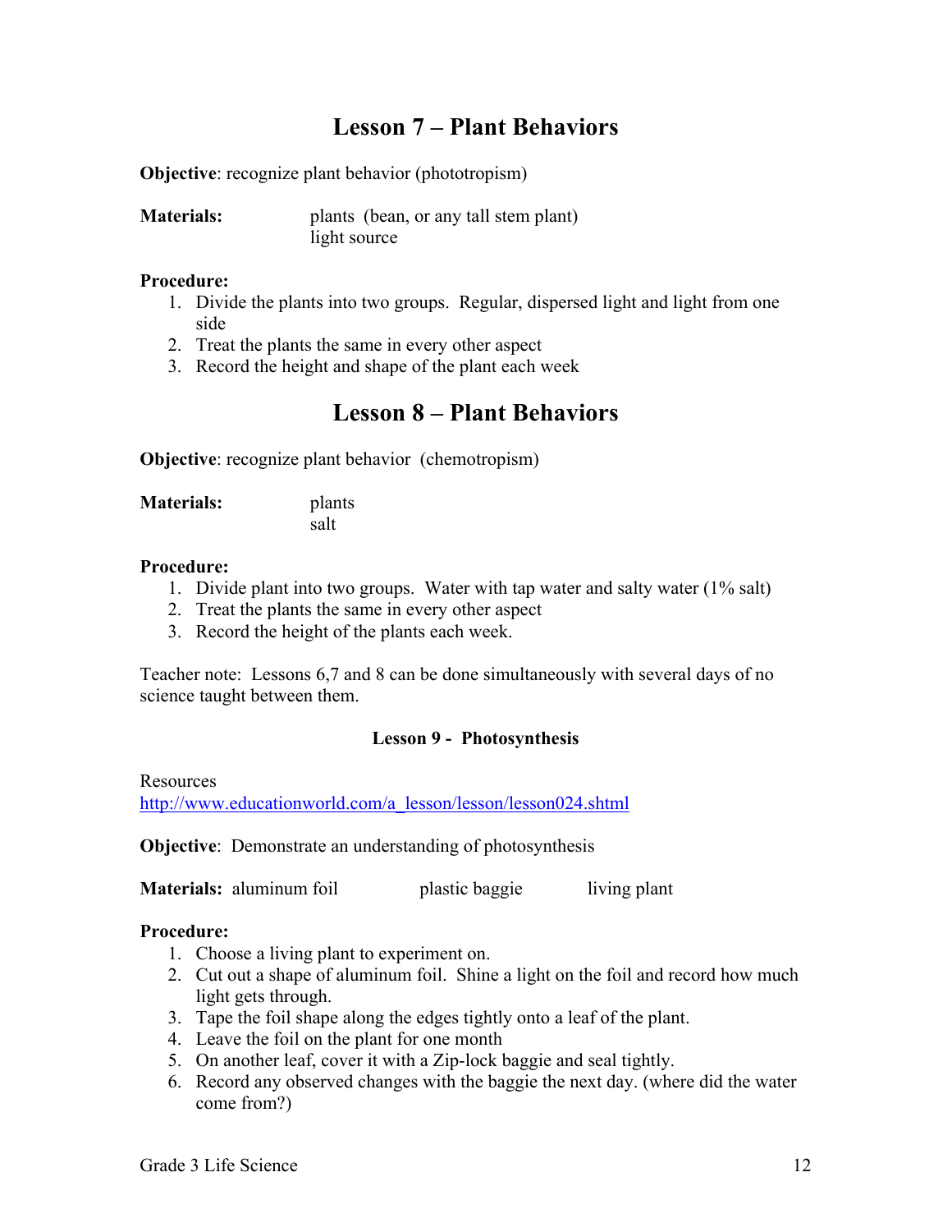## Lesson 7 – Plant Behaviors

**Objective**: recognize plant behavior (phototropism)

**Materials:** plants (bean, or any tall stem plant)
light source

**Procedure:**

1. Divide the plants into two groups. Regular, dispersed light and light from one side
2. Treat the plants the same in every other aspect
3. Record the height and shape of the plant each week

## Lesson 8 – Plant Behaviors

**Objective**: recognize plant behavior (chemotropism)

**Materials:** plants
salt

**Procedure:**

1. Divide plant into two groups. Water with tap water and salty water (1% salt)
2. Treat the plants the same in every other aspect
3. Record the height of the plants each week.

Teacher note: Lessons 6,7 and 8 can be done simultaneously with several days of no science taught between them.

### Lesson 9 - Photosynthesis

Resources
http://www.educationworld.com/a_lesson/lesson/lesson024.shtml

**Objective**: Demonstrate an understanding of photosynthesis

**Materials:** aluminum foil plastic baggie living plant

**Procedure:**

1. Choose a living plant to experiment on.
2. Cut out a shape of aluminum foil. Shine a light on the foil and record how much light gets through.
3. Tape the foil shape along the edges tightly onto a leaf of the plant.
4. Leave the foil on the plant for one month
5. On another leaf, cover it with a Zip-lock baggie and seal tightly.
6. Record any observed changes with the baggie the next day. (where did the water come from?)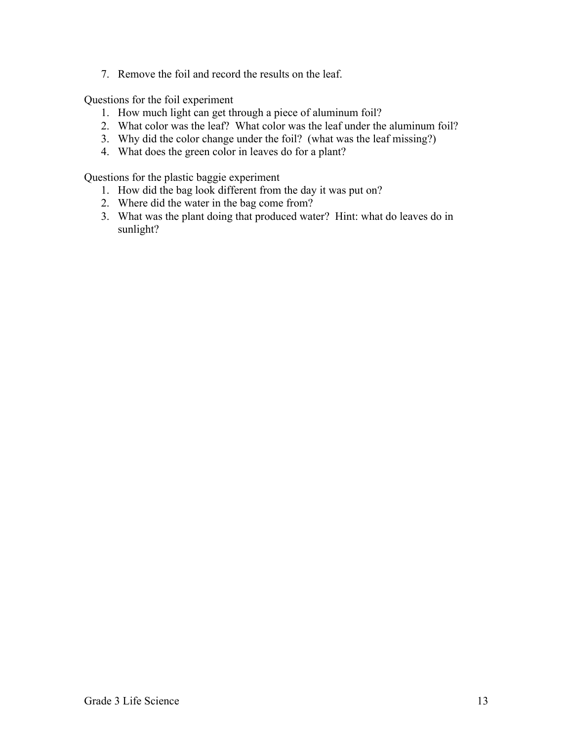7. Remove the foil and record the results on the leaf.

Questions for the foil experiment

1. How much light can get through a piece of aluminum foil?
2. What color was the leaf? What color was the leaf under the aluminum foil?
3. Why did the color change under the foil? (what was the leaf missing?)
4. What does the green color in leaves do for a plant?

Questions for the plastic baggie experiment

1. How did the bag look different from the day it was put on?
2. Where did the water in the bag come from?
3. What was the plant doing that produced water? Hint: what do leaves do in sunlight?